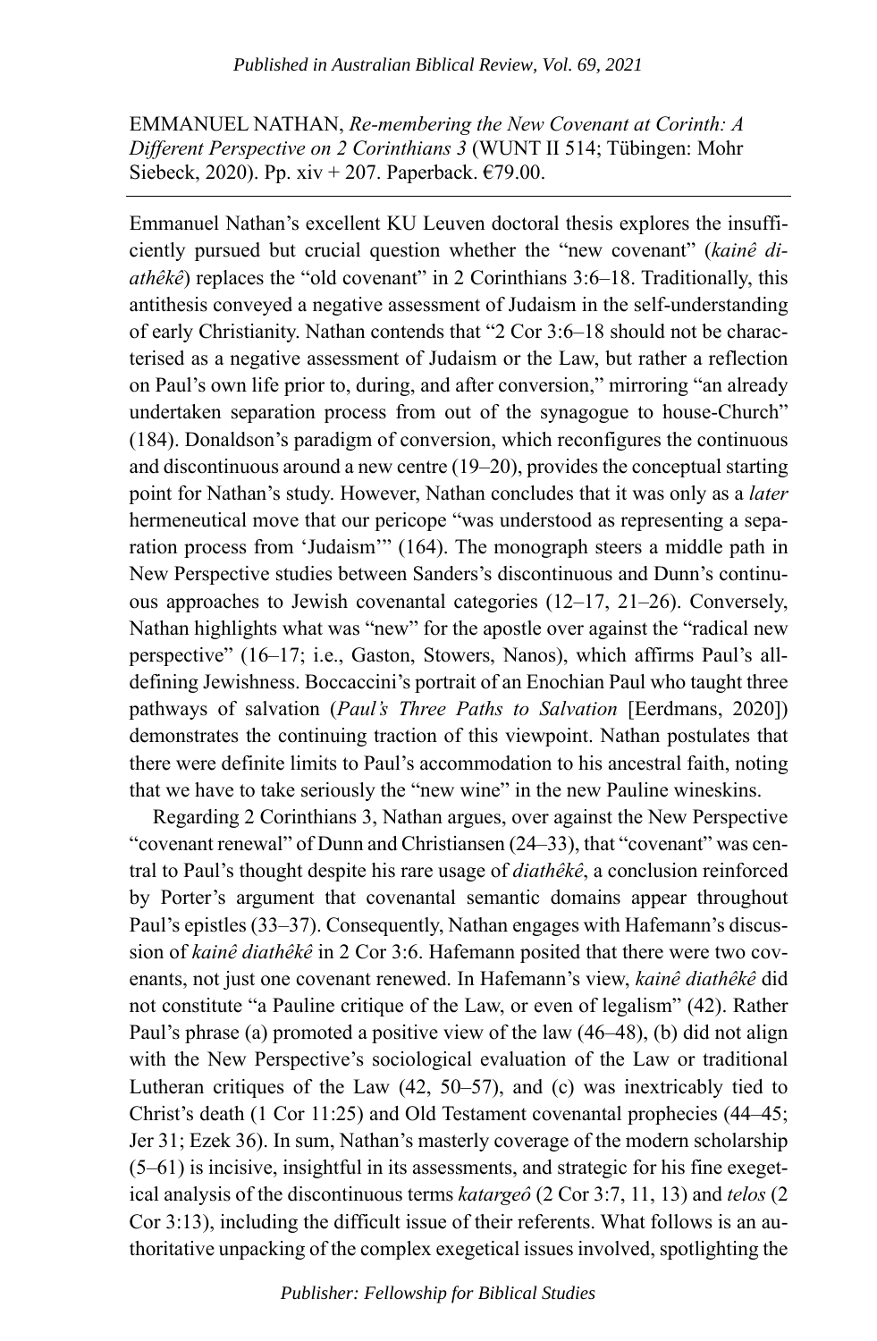EMMANUEL NATHAN, *Re-membering the New Covenant at Corinth: A Different Perspective on 2 Corinthians 3* (WUNT II 514; Tübingen: Mohr Siebeck, 2020). Pp. xiv + 207. Paperback. €79.00.

---

Emmanuel Nathan's excellent KU Leuven doctoral thesis explores the insufficiently pursued but crucial question whether the "new covenant" (*kainê diathêkê*) replaces the "old covenant" in 2 Corinthians 3:6–18. Traditionally, this antithesis conveyed a negative assessment of Judaism in the self-understanding of early Christianity. Nathan contends that "2 Cor 3:6–18 should not be characterised as a negative assessment of Judaism or the Law, but rather a reflection on Paul's own life prior to, during, and after conversion," mirroring "an already undertaken separation process from out of the synagogue to house-Church" (184). Donaldson's paradigm of conversion, which reconfigures the continuous and discontinuous around a new centre (19–20), provides the conceptual starting point for Nathan's study. However, Nathan concludes that it was only as a *later* hermeneutical move that our pericope "was understood as representing a separation process from 'Judaism'" (164). The monograph steers a middle path in New Perspective studies between Sanders's discontinuous and Dunn's continuous approaches to Jewish covenantal categories (12–17, 21–26). Conversely, Nathan highlights what was "new" for the apostle over against the "radical new perspective" (16–17; i.e., Gaston, Stowers, Nanos), which affirms Paul's all-defining Jewishness. Boccaccini's portrait of an Enochian Paul who taught three pathways of salvation (*Paul's Three Paths to Salvation* [Eerdmans, 2020]) demonstrates the continuing traction of this viewpoint. Nathan postulates that there were definite limits to Paul's accommodation to his ancestral faith, noting that we have to take seriously the "new wine" in the new Pauline wineskins.

Regarding 2 Corinthians 3, Nathan argues, over against the New Perspective "covenant renewal" of Dunn and Christiansen (24–33), that "covenant" was central to Paul's thought despite his rare usage of *diathêkê*, a conclusion reinforced by Porter's argument that covenantal semantic domains appear throughout Paul's epistles (33–37). Consequently, Nathan engages with Hafemann's discussion of *kainê diathêkê* in 2 Cor 3:6. Hafemann posited that there were two covenants, not just one covenant renewed. In Hafemann's view, *kainê diathêkê* did not constitute "a Pauline critique of the Law, or even of legalism" (42). Rather Paul's phrase (a) promoted a positive view of the law (46–48), (b) did not align with the New Perspective's sociological evaluation of the Law or traditional Lutheran critiques of the Law (42, 50–57), and (c) was inextricably tied to Christ's death (1 Cor 11:25) and Old Testament covenantal prophecies (44–45; Jer 31; Ezek 36). In sum, Nathan's masterly coverage of the modern scholarship (5–61) is incisive, insightful in its assessments, and strategic for his fine exegetical analysis of the discontinuous terms *katargeô* (2 Cor 3:7, 11, 13) and *telos* (2 Cor 3:13), including the difficult issue of their referents. What follows is an authoritative unpacking of the complex exegetical issues involved, spotlighting the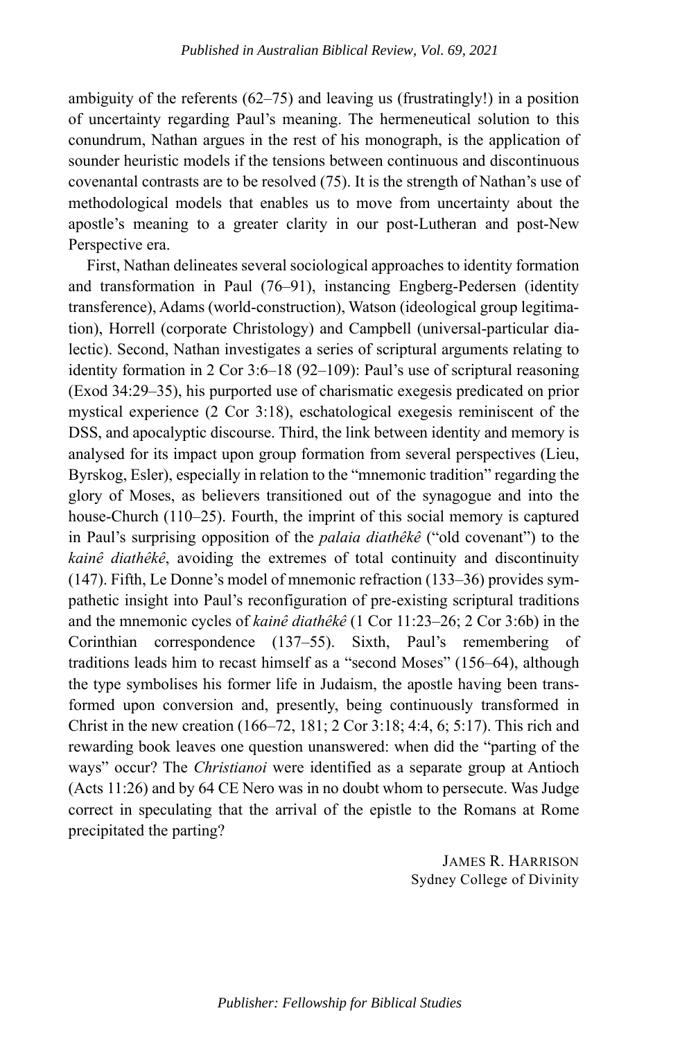ambiguity of the referents (62–75) and leaving us (frustratingly!) in a position of uncertainty regarding Paul's meaning. The hermeneutical solution to this conundrum, Nathan argues in the rest of his monograph, is the application of sounder heuristic models if the tensions between continuous and discontinuous covenantal contrasts are to be resolved (75). It is the strength of Nathan's use of methodological models that enables us to move from uncertainty about the apostle's meaning to a greater clarity in our post-Lutheran and post-New Perspective era.

First, Nathan delineates several sociological approaches to identity formation and transformation in Paul (76–91), instancing Engberg-Pedersen (identity transference), Adams (world-construction), Watson (ideological group legitimation), Horrell (corporate Christology) and Campbell (universal-particular dialectic). Second, Nathan investigates a series of scriptural arguments relating to identity formation in 2 Cor 3:6–18 (92–109): Paul's use of scriptural reasoning (Exod 34:29–35), his purported use of charismatic exegesis predicated on prior mystical experience (2 Cor 3:18), eschatological exegesis reminiscent of the DSS, and apocalyptic discourse. Third, the link between identity and memory is analysed for its impact upon group formation from several perspectives (Lieu, Byrskog, Esler), especially in relation to the "mnemonic tradition" regarding the glory of Moses, as believers transitioned out of the synagogue and into the house-Church (110–25). Fourth, the imprint of this social memory is captured in Paul's surprising opposition of the *palaia diathêkê* ("old covenant") to the *kainê diathêkê*, avoiding the extremes of total continuity and discontinuity (147). Fifth, Le Donne's model of mnemonic refraction (133–36) provides sympathetic insight into Paul's reconfiguration of pre-existing scriptural traditions and the mnemonic cycles of *kainê diathêkê* (1 Cor 11:23–26; 2 Cor 3:6b) in the Corinthian correspondence (137–55). Sixth, Paul's remembering of traditions leads him to recast himself as a "second Moses" (156–64), although the type symbolises his former life in Judaism, the apostle having been transformed upon conversion and, presently, being continuously transformed in Christ in the new creation (166–72, 181; 2 Cor 3:18; 4:4, 6; 5:17). This rich and rewarding book leaves one question unanswered: when did the "parting of the ways" occur? The *Christianoi* were identified as a separate group at Antioch (Acts 11:26) and by 64 CE Nero was in no doubt whom to persecute. Was Judge correct in speculating that the arrival of the epistle to the Romans at Rome precipitated the parting?

JAMES R. HARRISON
Sydney College of Divinity